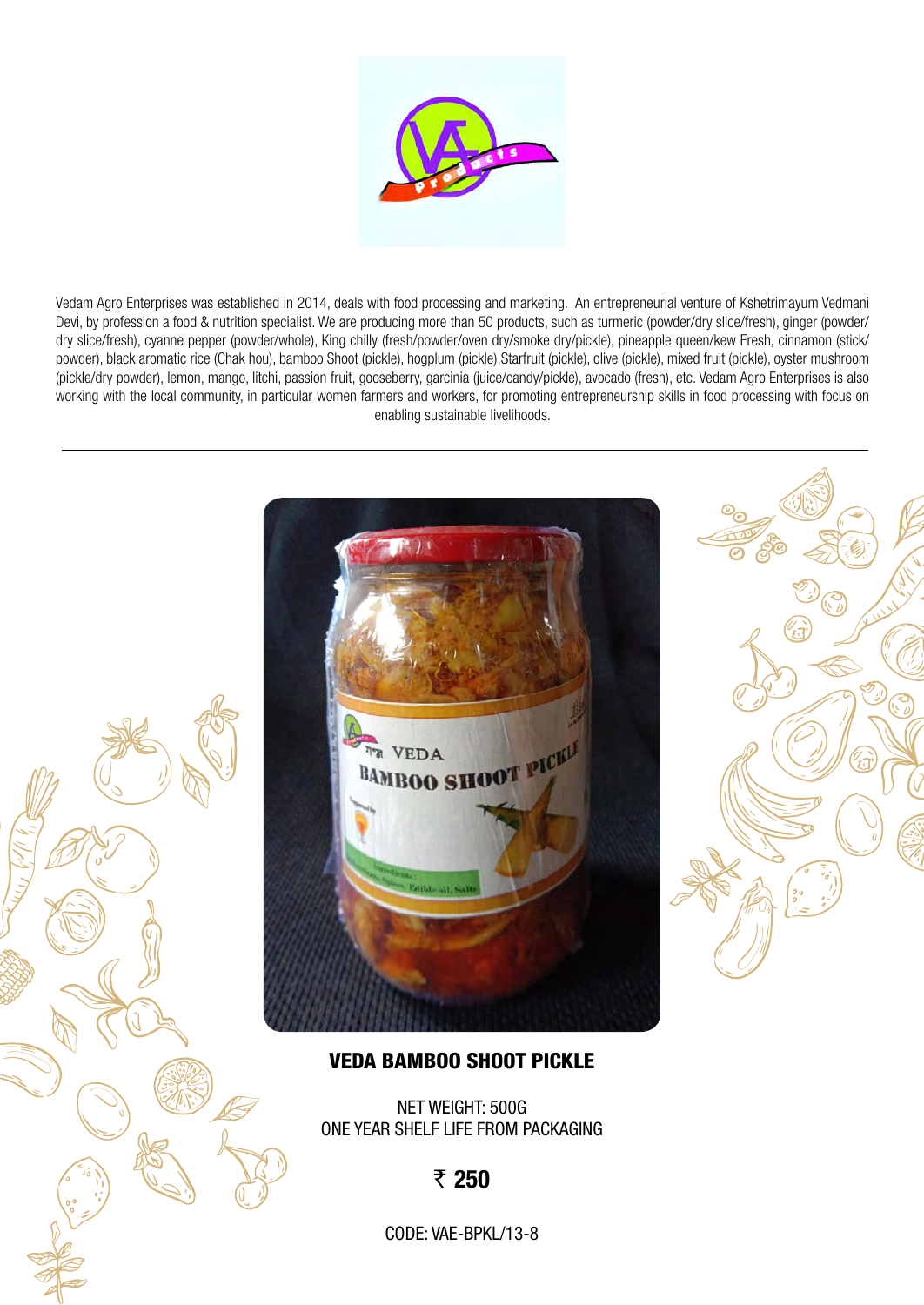Vedam Agro Enterprises was established in 2014, deals with food processing and marketing. An entrepreneurial venture of Kshetrimayum Vedmani Devi, by profession a food & nutrition specialist. We are producing more than 50 products, such as turmeric (powder/dry slice/fresh), ginger (powder/dry slice/fresh), cyanne pepper (powder/whole), King chilly (fresh/powder/oven dry/smoke dry/pickle), pineapple queen/kew Fresh, cinnamon (stick/powder), black aromatic rice (Chak hou), bamboo Shoot (pickle), hogplum (pickle),Starfruit (pickle), olive (pickle), mixed fruit (pickle), oyster mushroom (pickle/dry powder), lemon, mango, litchi, passion fruit, gooseberry, garcinia (juice/candy/pickle), avocado (fresh), etc. Vedam Agro Enterprises is also working with the local community, in particular women farmers and workers, for promoting entrepreneurship skills in food processing with focus on enabling sustainable livelihoods.

---

## VEDA BAMBOO SHOOT PICKLE

NET WEIGHT: 500G
ONE YEAR SHELF LIFE FROM PACKAGING

**₹ 250**

CODE: VAE-BPKL/13-8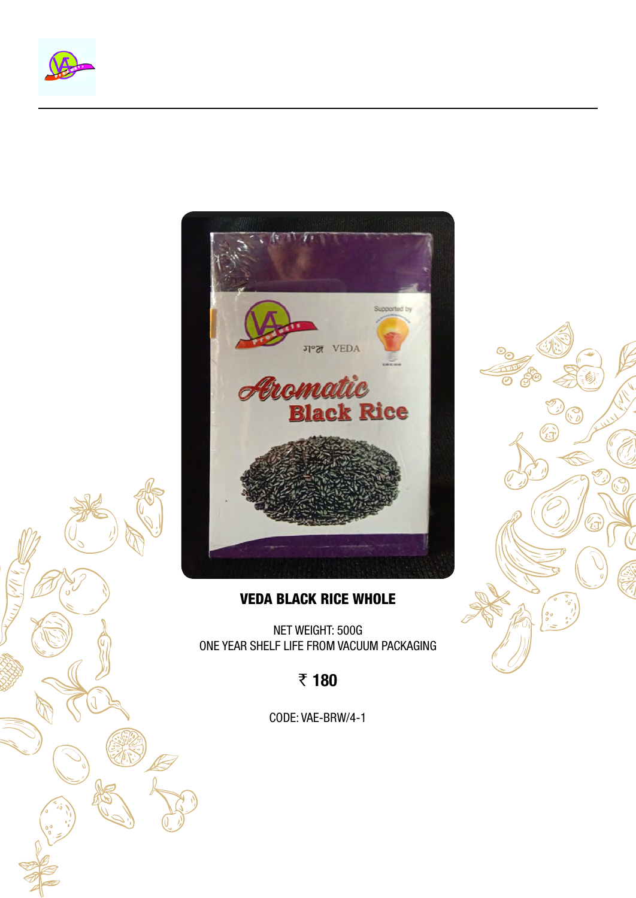**VEDA BLACK RICE WHOLE**

NET WEIGHT: 500G
ONE YEAR SHELF LIFE FROM VACUUM PACKAGING

**₹ 180**

CODE: VAE-BRW/4-1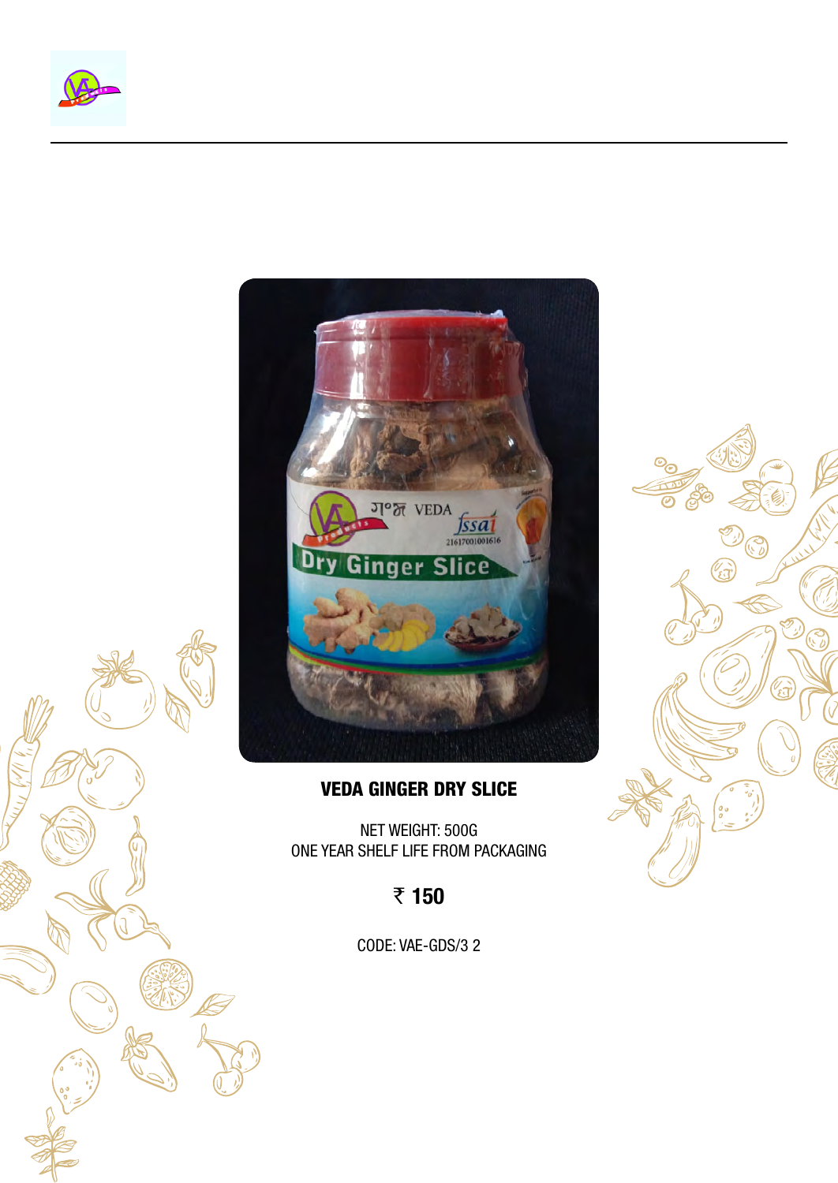**VEDA GINGER DRY SLICE**

NET WEIGHT: 500G
ONE YEAR SHELF LIFE FROM PACKAGING

**₹ 150**

CODE: VAE-GDS/3 2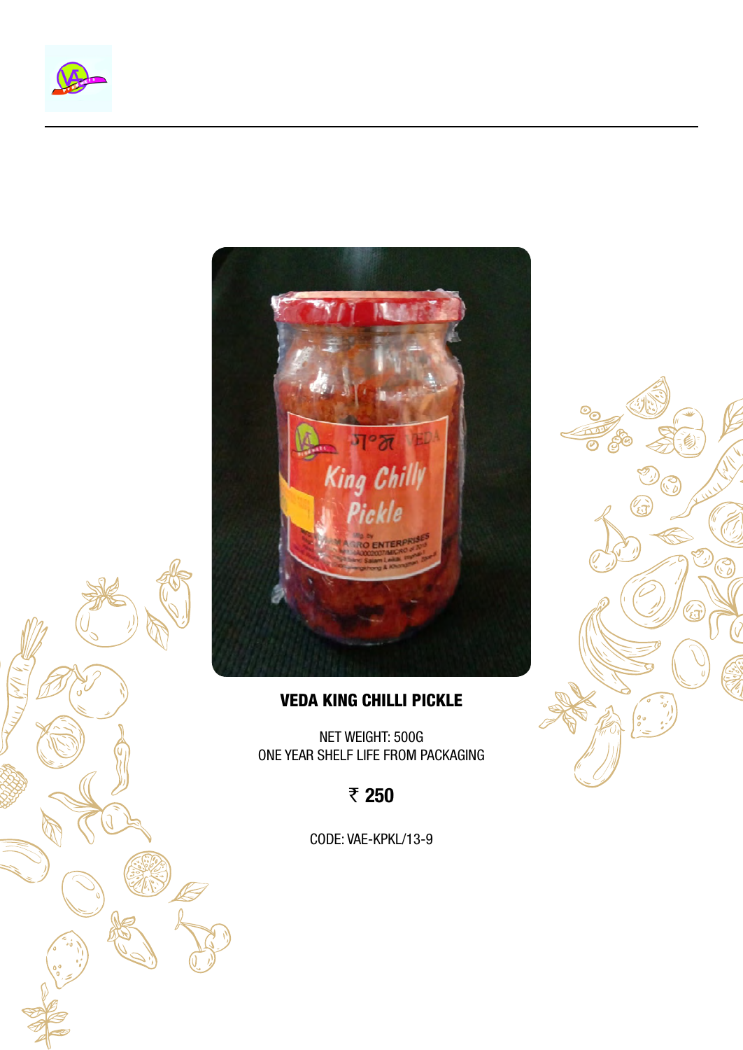## VEDA KING CHILLI PICKLE

NET WEIGHT: 500G
ONE YEAR SHELF LIFE FROM PACKAGING

**₹ 250**

CODE: VAE-KPKL/13-9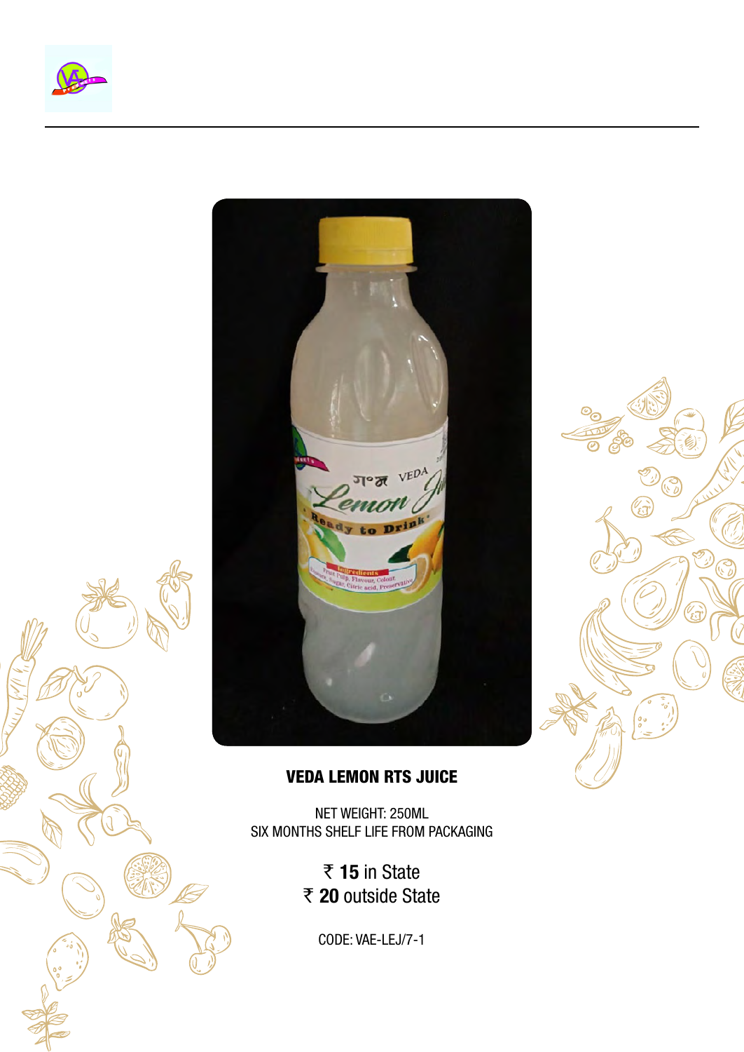**VEDA LEMON RTS JUICE**

NET WEIGHT: 250ML
SIX MONTHS SHELF LIFE FROM PACKAGING

₹ **15** in State
₹ **20** outside State

CODE: VAE-LEJ/7-1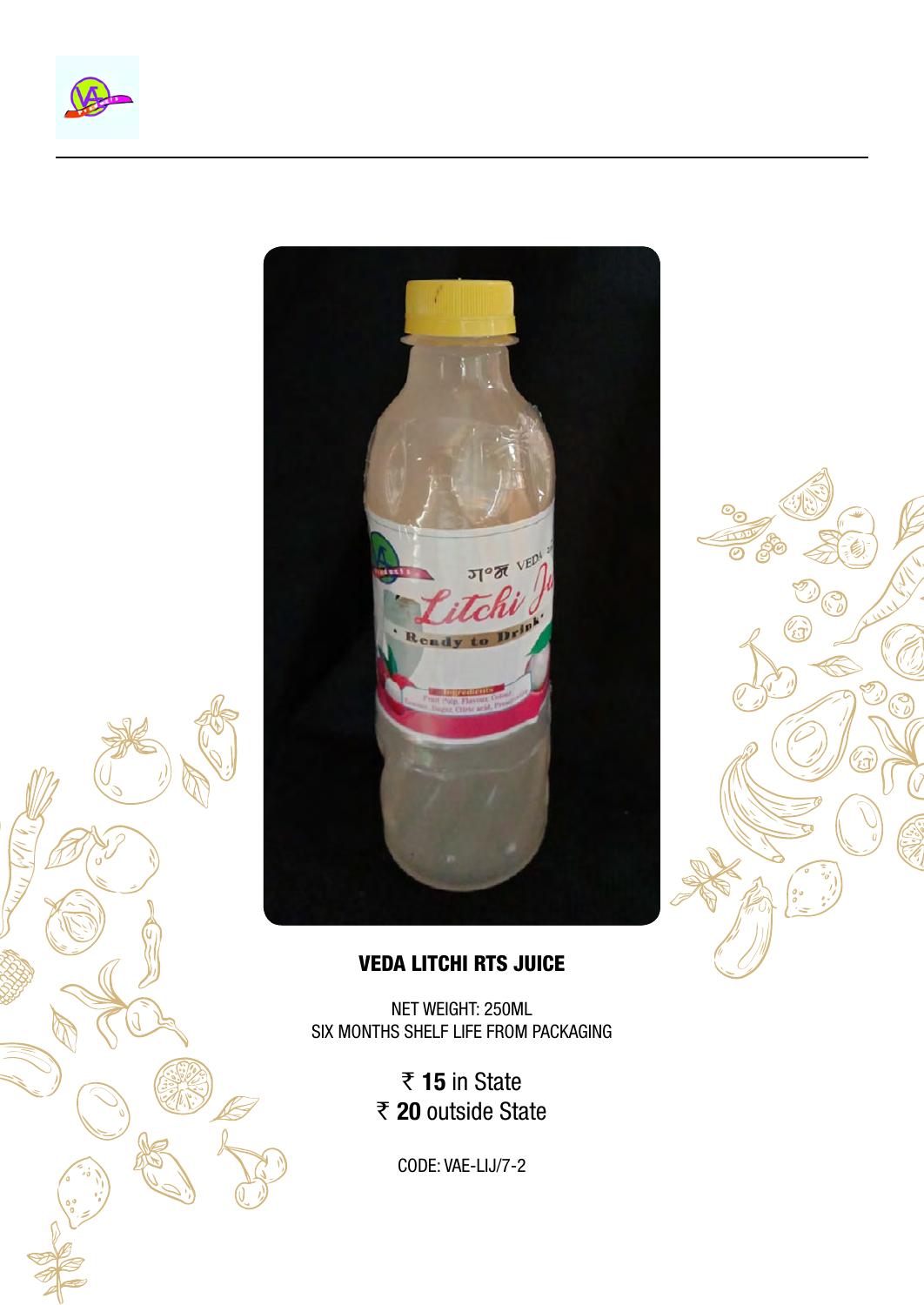**VEDA LITCHI RTS JUICE**

NET WEIGHT: 250ML
SIX MONTHS SHELF LIFE FROM PACKAGING

₹ **15** in State
₹ **20** outside State

CODE: VAE-LIJ/7-2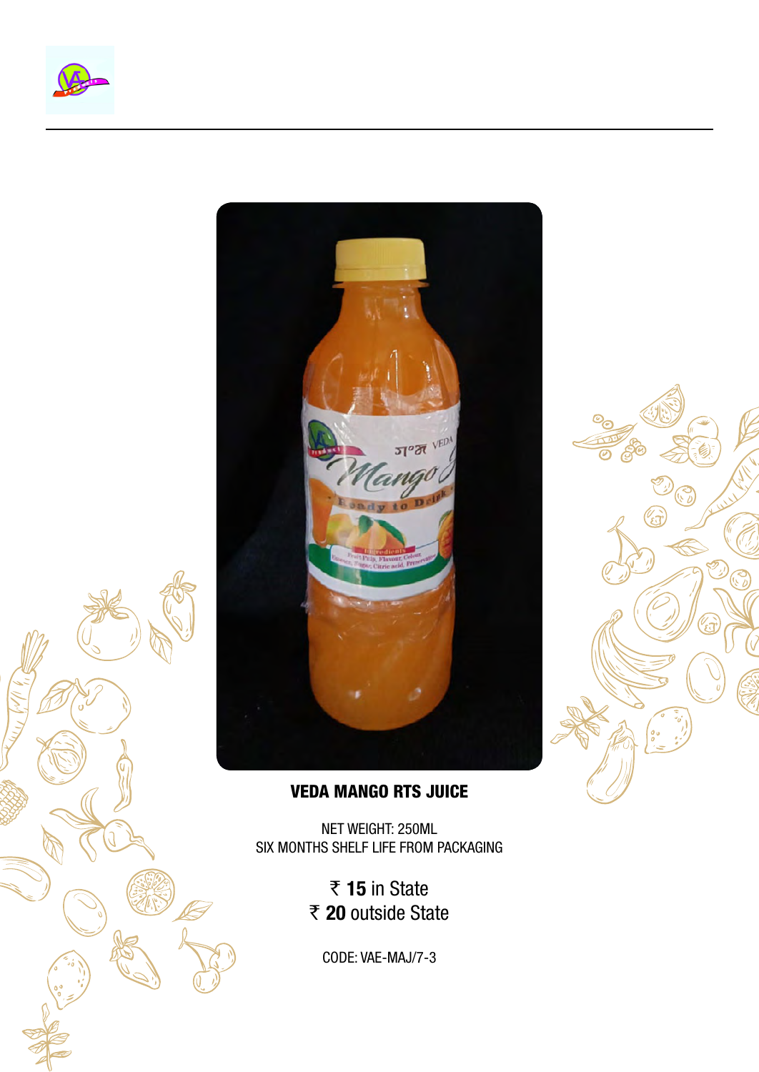**VEDA MANGO RTS JUICE**

NET WEIGHT: 250ML
SIX MONTHS SHELF LIFE FROM PACKAGING

₹ **15** in State
₹ **20** outside State

CODE: VAE-MAJ/7-3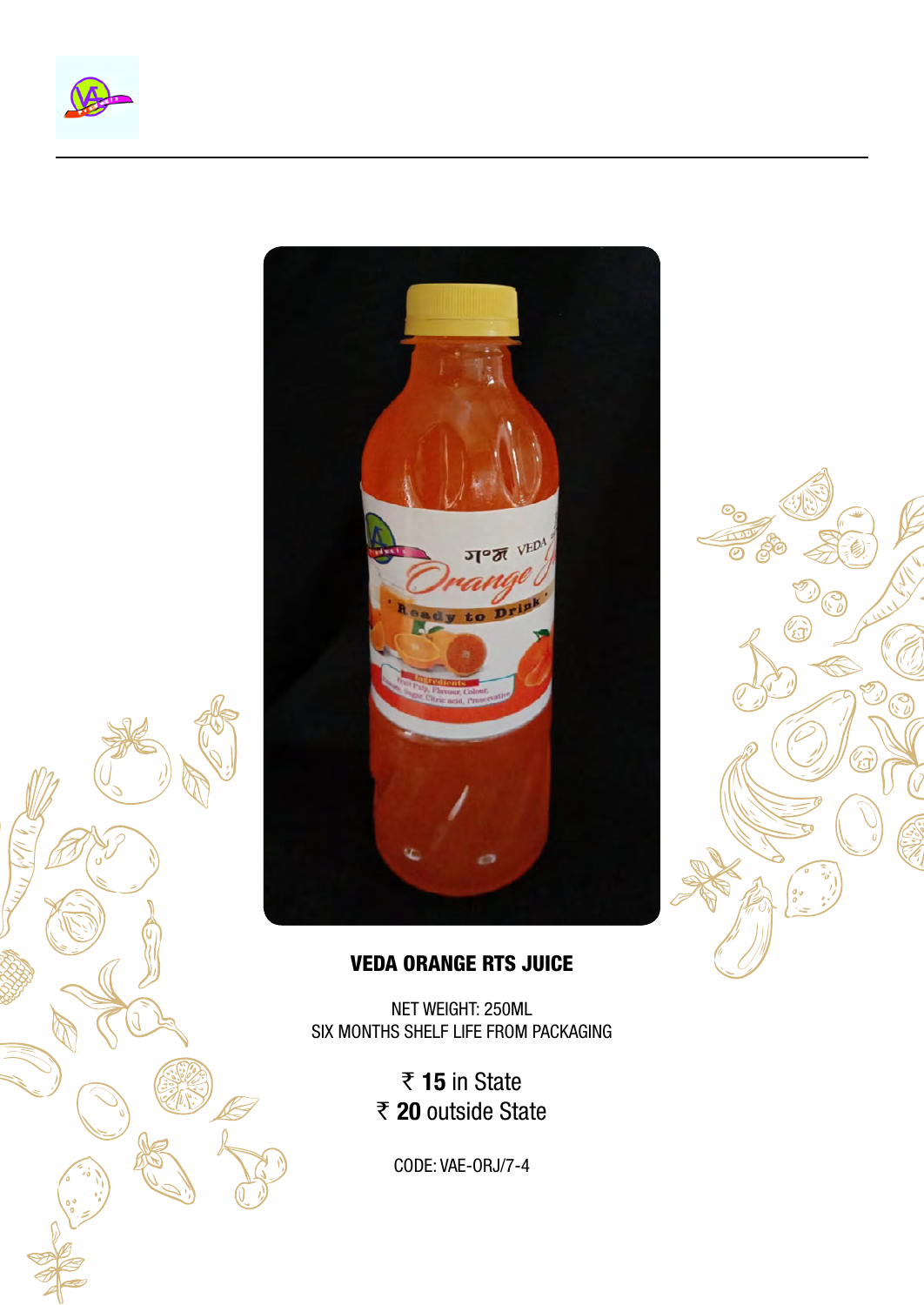**VEDA ORANGE RTS JUICE**

NET WEIGHT: 250ML
SIX MONTHS SHELF LIFE FROM PACKAGING

₹ **15** in State
₹ **20** outside State

CODE: VAE-ORJ/7-4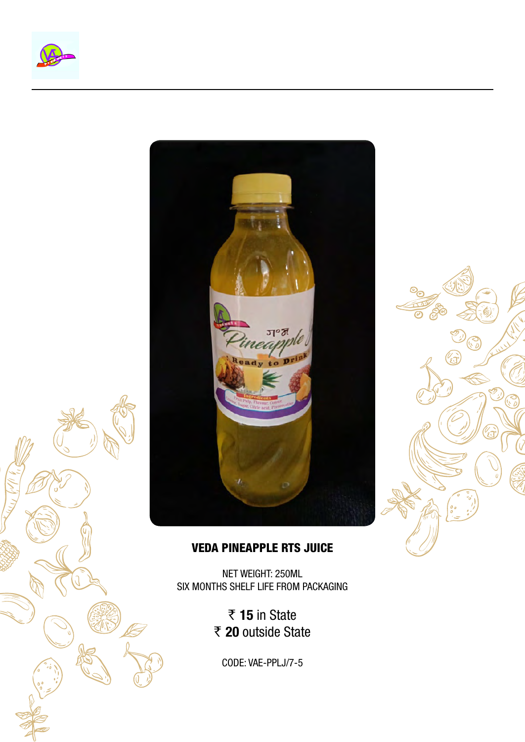## VEDA PINEAPPLE RTS JUICE

NET WEIGHT: 250ML
SIX MONTHS SHELF LIFE FROM PACKAGING

₹ **15** in State
₹ **20** outside State

CODE: VAE-PPLJ/7-5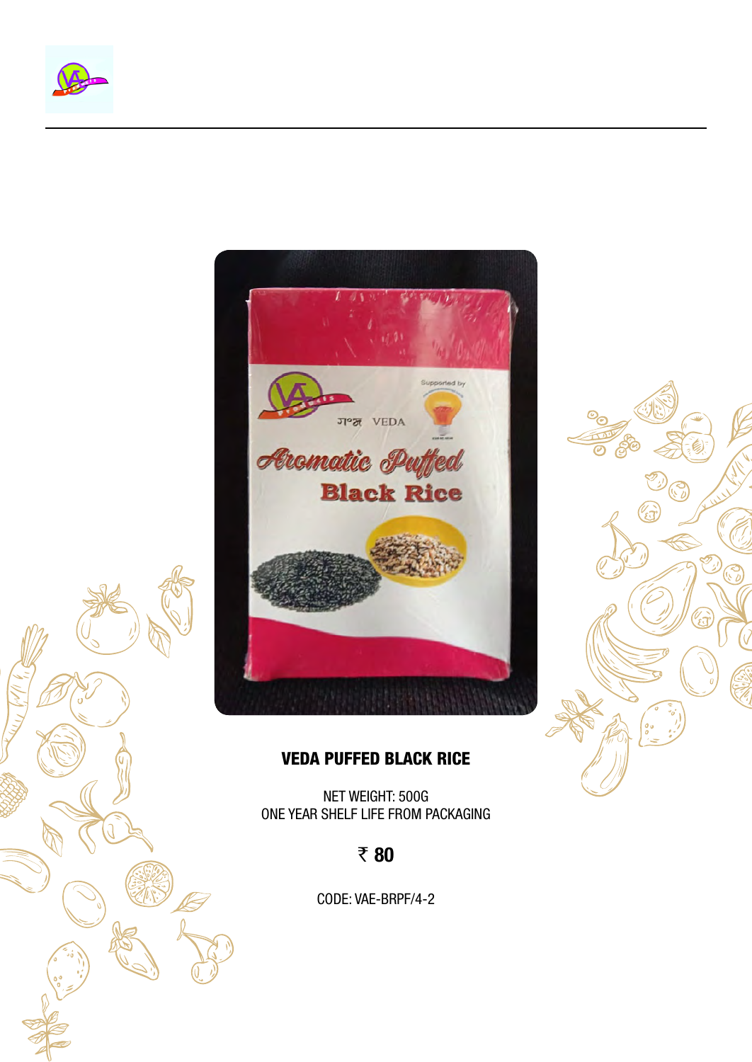## VEDA PUFFED BLACK RICE

NET WEIGHT: 500G
ONE YEAR SHELF LIFE FROM PACKAGING

**₹ 80**

CODE: VAE-BRPF/4-2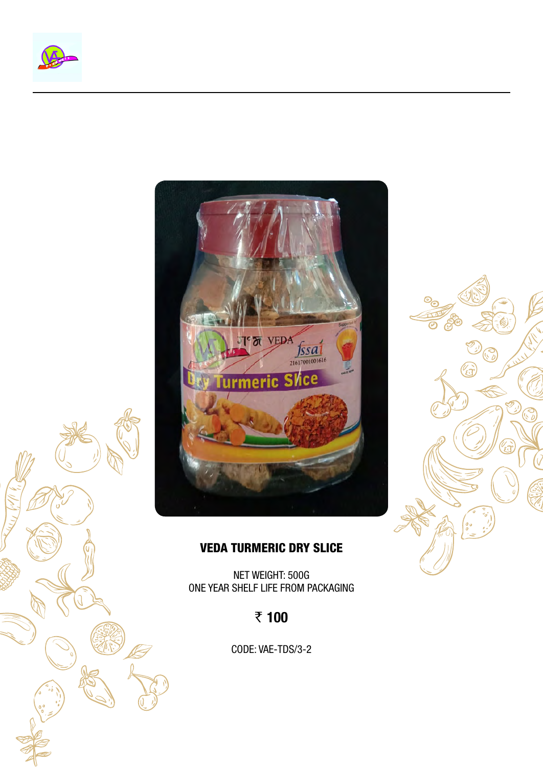**VEDA TURMERIC DRY SLICE**

NET WEIGHT: 500G
ONE YEAR SHELF LIFE FROM PACKAGING

**₹ 100**

CODE: VAE-TDS/3-2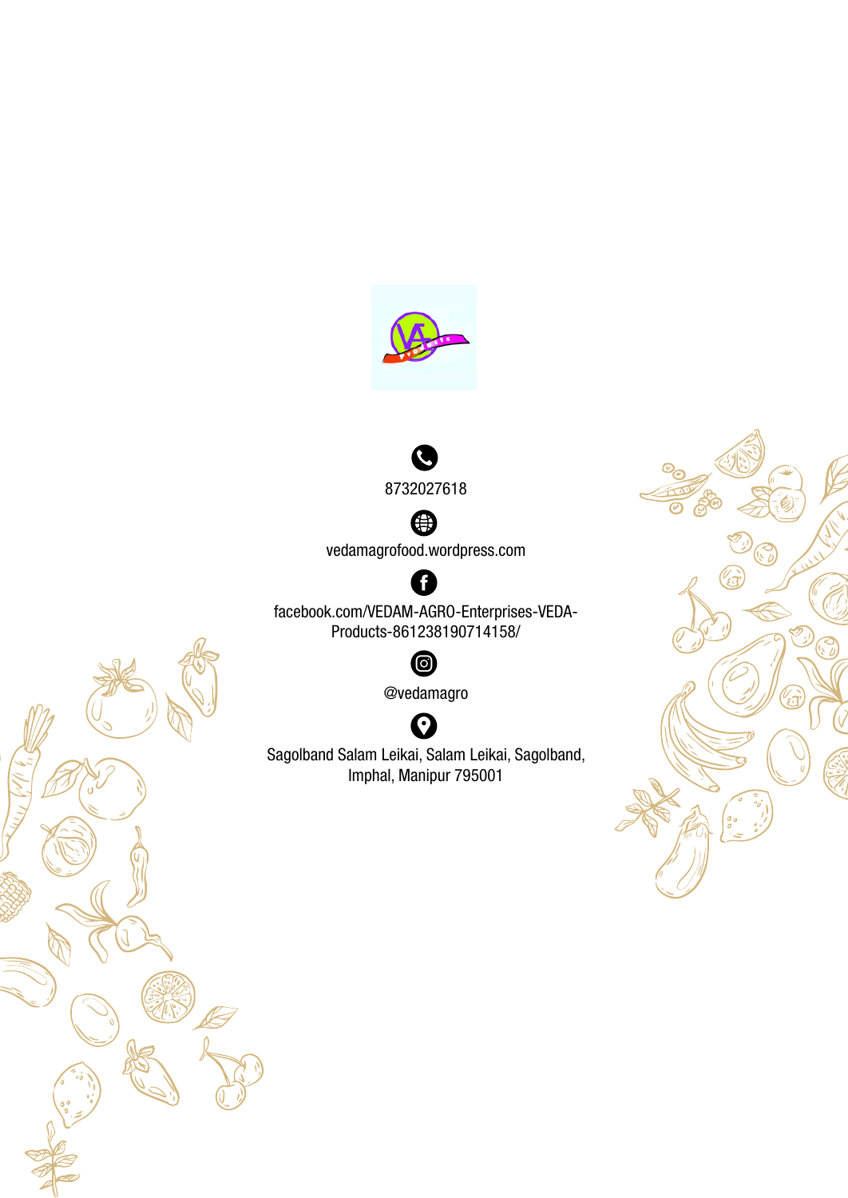8732027618

vedamagrofood.wordpress.com

facebook.com/VEDAM-AGRO-Enterprises-VEDA-Products-861238190714158/

@vedamagro

Sagolband Salam Leikai, Salam Leikai, Sagolband, Imphal, Manipur 795001